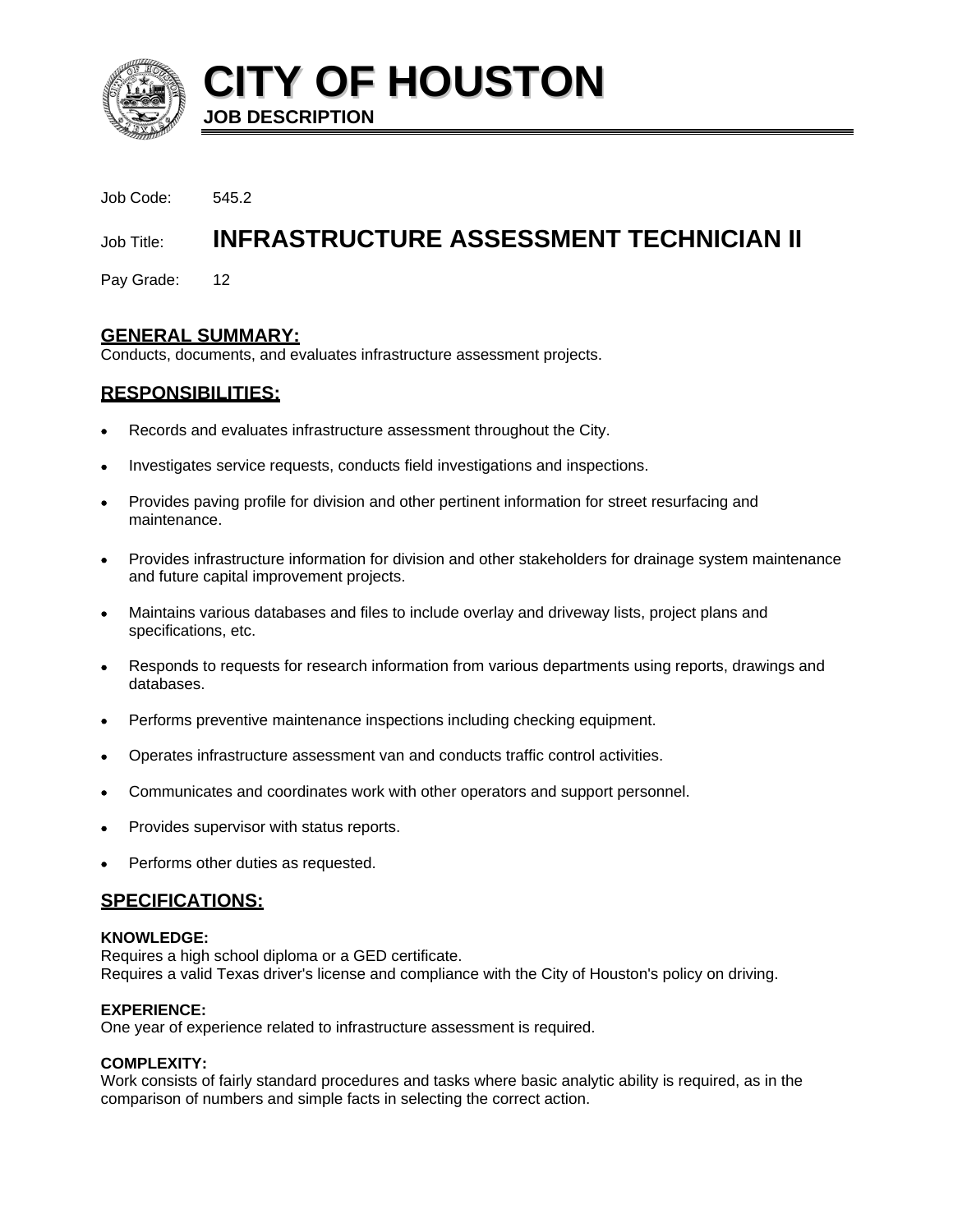# CITY OF HOUSTON

**JOB DESCRIPTION**

Job Code: 545.2

Job Title: **INFRASTRUCTURE ASSESSMENT TECHNICIAN II**

Pay Grade: 12

## GENERAL SUMMARY:

Conducts, documents, and evaluates infrastructure assessment projects.

## RESPONSIBILITIES:

- Records and evaluates infrastructure assessment throughout the City.
- Investigates service requests, conducts field investigations and inspections.
- Provides paving profile for division and other pertinent information for street resurfacing and maintenance.
- Provides infrastructure information for division and other stakeholders for drainage system maintenance and future capital improvement projects.
- Maintains various databases and files to include overlay and driveway lists, project plans and specifications, etc.
- Responds to requests for research information from various departments using reports, drawings and databases.
- Performs preventive maintenance inspections including checking equipment.
- Operates infrastructure assessment van and conducts traffic control activities.
- Communicates and coordinates work with other operators and support personnel.
- Provides supervisor with status reports.
- Performs other duties as requested.

## SPECIFICATIONS:

**KNOWLEDGE:**
Requires a high school diploma or a GED certificate.
Requires a valid Texas driver's license and compliance with the City of Houston's policy on driving.

**EXPERIENCE:**
One year of experience related to infrastructure assessment is required.

**COMPLEXITY:**
Work consists of fairly standard procedures and tasks where basic analytic ability is required, as in the comparison of numbers and simple facts in selecting the correct action.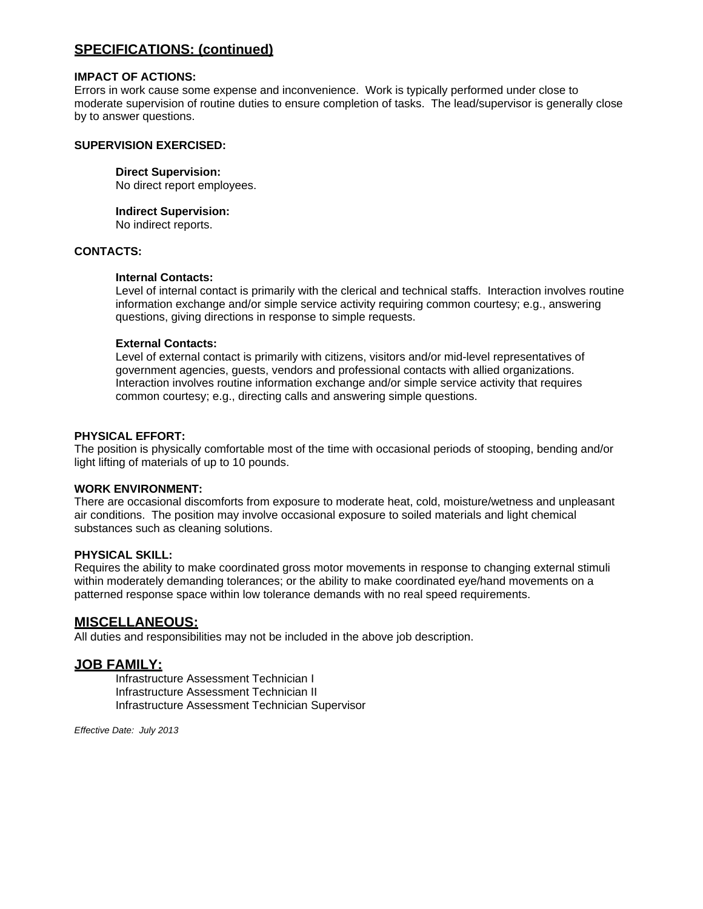## SPECIFICATIONS: (continued)

**IMPACT OF ACTIONS:**
Errors in work cause some expense and inconvenience. Work is typically performed under close to moderate supervision of routine duties to ensure completion of tasks. The lead/supervisor is generally close by to answer questions.

**SUPERVISION EXERCISED:**

**Direct Supervision:**
No direct report employees.

**Indirect Supervision:**
No indirect reports.

**CONTACTS:**

**Internal Contacts:**
Level of internal contact is primarily with the clerical and technical staffs. Interaction involves routine information exchange and/or simple service activity requiring common courtesy; e.g., answering questions, giving directions in response to simple requests.

**External Contacts:**
Level of external contact is primarily with citizens, visitors and/or mid-level representatives of government agencies, guests, vendors and professional contacts with allied organizations. Interaction involves routine information exchange and/or simple service activity that requires common courtesy; e.g., directing calls and answering simple questions.

**PHYSICAL EFFORT:**
The position is physically comfortable most of the time with occasional periods of stooping, bending and/or light lifting of materials of up to 10 pounds.

**WORK ENVIRONMENT:**
There are occasional discomforts from exposure to moderate heat, cold, moisture/wetness and unpleasant air conditions. The position may involve occasional exposure to soiled materials and light chemical substances such as cleaning solutions.

**PHYSICAL SKILL:**
Requires the ability to make coordinated gross motor movements in response to changing external stimuli within moderately demanding tolerances; or the ability to make coordinated eye/hand movements on a patterned response space within low tolerance demands with no real speed requirements.

## MISCELLANEOUS:

All duties and responsibilities may not be included in the above job description.

## JOB FAMILY:

Infrastructure Assessment Technician I
Infrastructure Assessment Technician II
Infrastructure Assessment Technician Supervisor

*Effective Date: July 2013*